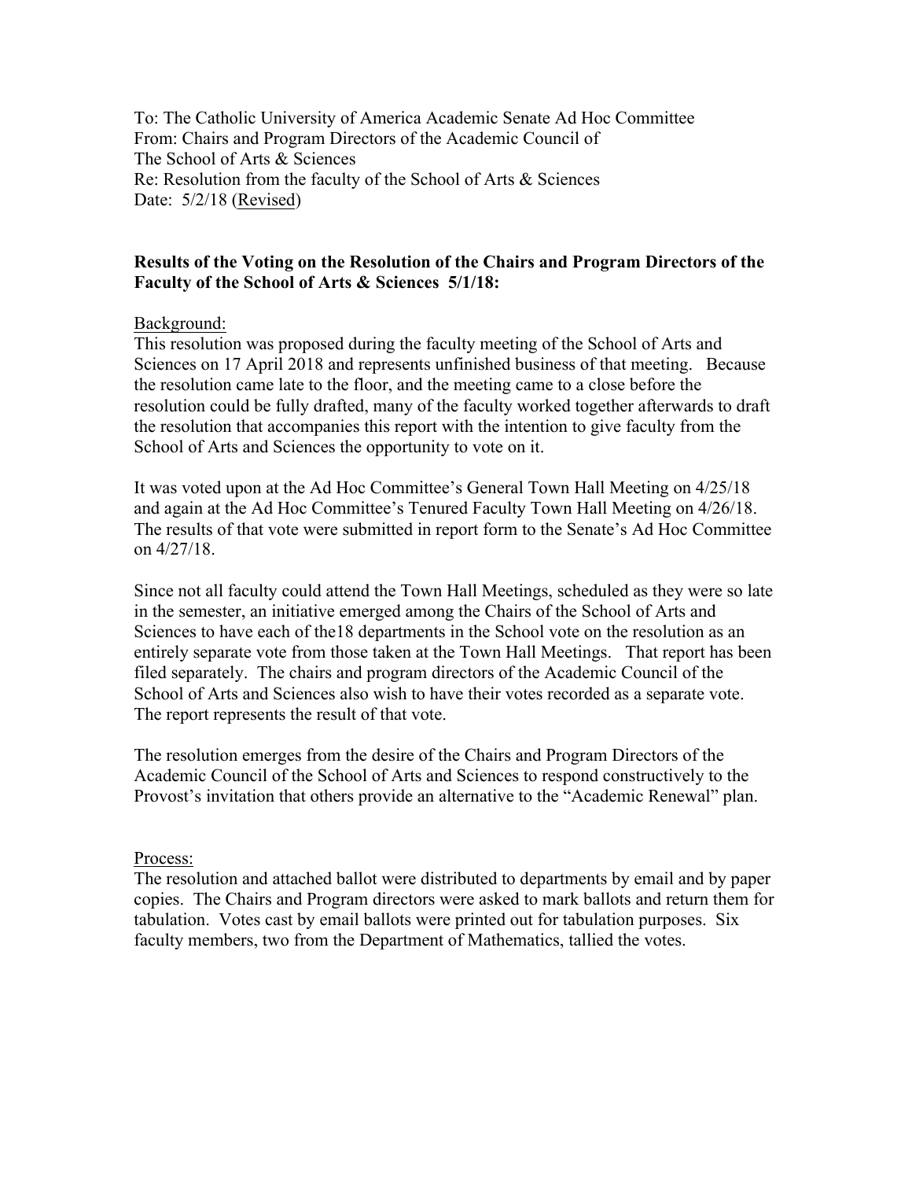To: The Catholic University of America Academic Senate Ad Hoc Committee
From: Chairs and Program Directors of the Academic Council of
The School of Arts & Sciences
Re: Resolution from the faculty of the School of Arts & Sciences
Date: 5/2/18 (Revised)

**Results of the Voting on the Resolution of the Chairs and Program Directors of the Faculty of the School of Arts & Sciences 5/1/18:**

Background:
This resolution was proposed during the faculty meeting of the School of Arts and Sciences on 17 April 2018 and represents unfinished business of that meeting. Because the resolution came late to the floor, and the meeting came to a close before the resolution could be fully drafted, many of the faculty worked together afterwards to draft the resolution that accompanies this report with the intention to give faculty from the School of Arts and Sciences the opportunity to vote on it.

It was voted upon at the Ad Hoc Committee's General Town Hall Meeting on 4/25/18 and again at the Ad Hoc Committee's Tenured Faculty Town Hall Meeting on 4/26/18. The results of that vote were submitted in report form to the Senate's Ad Hoc Committee on 4/27/18.

Since not all faculty could attend the Town Hall Meetings, scheduled as they were so late in the semester, an initiative emerged among the Chairs of the School of Arts and Sciences to have each of the18 departments in the School vote on the resolution as an entirely separate vote from those taken at the Town Hall Meetings. That report has been filed separately. The chairs and program directors of the Academic Council of the School of Arts and Sciences also wish to have their votes recorded as a separate vote. The report represents the result of that vote.

The resolution emerges from the desire of the Chairs and Program Directors of the Academic Council of the School of Arts and Sciences to respond constructively to the Provost's invitation that others provide an alternative to the "Academic Renewal" plan.

Process:
The resolution and attached ballot were distributed to departments by email and by paper copies. The Chairs and Program directors were asked to mark ballots and return them for tabulation. Votes cast by email ballots were printed out for tabulation purposes. Six faculty members, two from the Department of Mathematics, tallied the votes.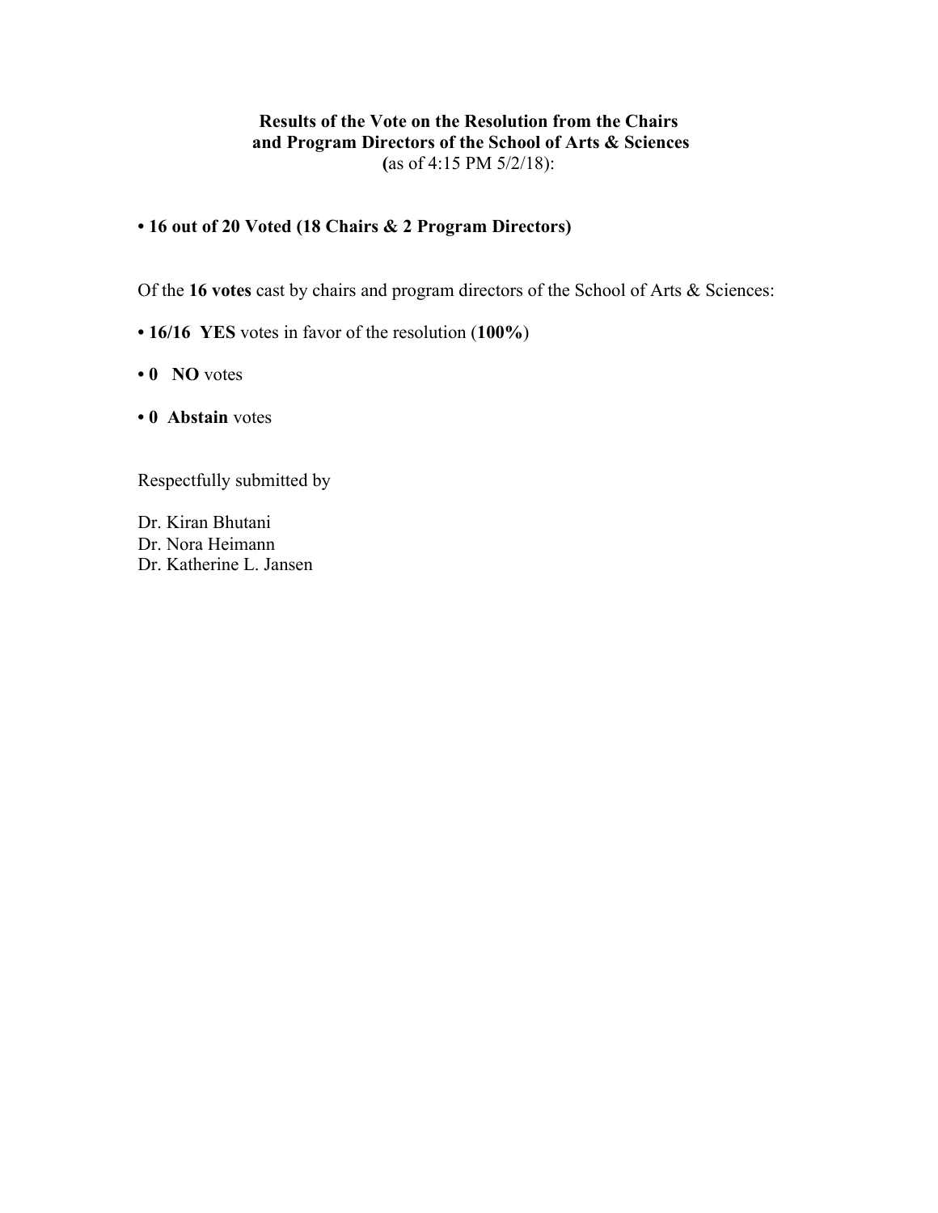**Results of the Vote on the Resolution from the Chairs and Program Directors of the School of Arts & Sciences**
**(**as of 4:15 PM 5/2/18):

**• 16 out of 20 Voted (18 Chairs & 2 Program Directors)**

Of the **16 votes** cast by chairs and program directors of the School of Arts & Sciences:

**• 16/16 YES** votes in favor of the resolution (**100%**)

**• 0 NO** votes

**• 0 Abstain** votes

Respectfully submitted by

Dr. Kiran Bhutani
Dr. Nora Heimann
Dr. Katherine L. Jansen